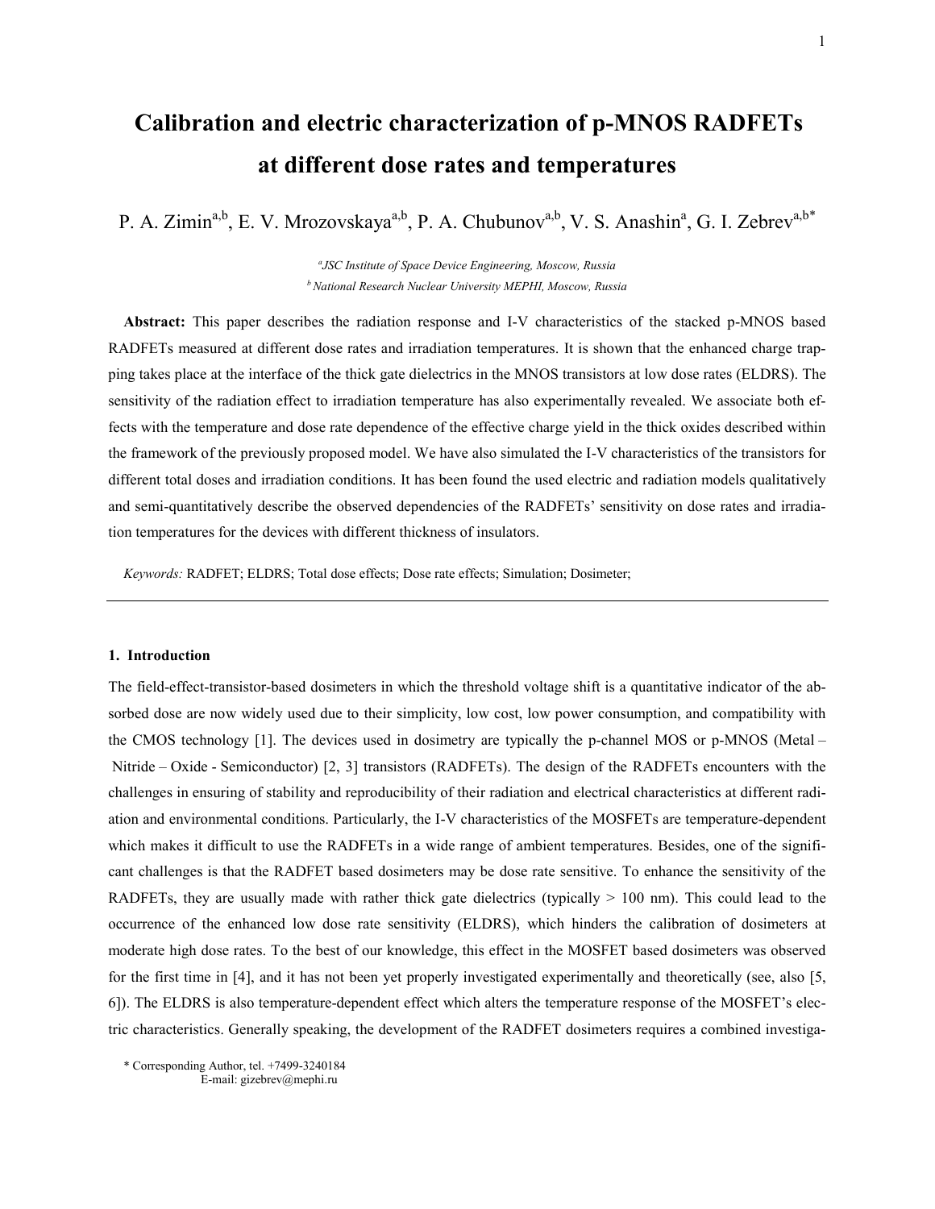# Calibration and electric characterization of p-MNOS RADFETs at different dose rates and temperatures

P. A. Zimin[a,b], E. V. Mrozovskaya[a,b], P. A. Chubunov[a,b], V. S. Anashin[a], G. I. Zebrev[a,b*]

*[a]JSC Institute of Space Device Engineering, Moscow, Russia*
*[b] National Research Nuclear University MEPHI, Moscow, Russia*

**Abstract:** This paper describes the radiation response and I-V characteristics of the stacked p-MNOS based RADFETs measured at different dose rates and irradiation temperatures. It is shown that the enhanced charge trapping takes place at the interface of the thick gate dielectrics in the MNOS transistors at low dose rates (ELDRS). The sensitivity of the radiation effect to irradiation temperature has also experimentally revealed. We associate both effects with the temperature and dose rate dependence of the effective charge yield in the thick oxides described within the framework of the previously proposed model. We have also simulated the I-V characteristics of the transistors for different total doses and irradiation conditions. It has been found the used electric and radiation models qualitatively and semi-quantitatively describe the observed dependencies of the RADFETs' sensitivity on dose rates and irradiation temperatures for the devices with different thickness of insulators.

*Keywords:* RADFET; ELDRS; Total dose effects; Dose rate effects; Simulation; Dosimeter;

## 1. Introduction

The field-effect-transistor-based dosimeters in which the threshold voltage shift is a quantitative indicator of the absorbed dose are now widely used due to their simplicity, low cost, low power consumption, and compatibility with the CMOS technology [1]. The devices used in dosimetry are typically the p-channel MOS or p-MNOS (Metal – Nitride – Oxide - Semiconductor) [2, 3] transistors (RADFETs). The design of the RADFETs encounters with the challenges in ensuring of stability and reproducibility of their radiation and electrical characteristics at different radiation and environmental conditions. Particularly, the I-V characteristics of the MOSFETs are temperature-dependent which makes it difficult to use the RADFETs in a wide range of ambient temperatures. Besides, one of the significant challenges is that the RADFET based dosimeters may be dose rate sensitive. To enhance the sensitivity of the RADFETs, they are usually made with rather thick gate dielectrics (typically > 100 nm). This could lead to the occurrence of the enhanced low dose rate sensitivity (ELDRS), which hinders the calibration of dosimeters at moderate high dose rates. To the best of our knowledge, this effect in the MOSFET based dosimeters was observed for the first time in [4], and it has not been yet properly investigated experimentally and theoretically (see, also [5, 6]). The ELDRS is also temperature-dependent effect which alters the temperature response of the MOSFET's electric characteristics. Generally speaking, the development of the RADFET dosimeters requires a combined investiga-

\* Corresponding Author, tel. +7499-3240184
E-mail: gizebrev@mephi.ru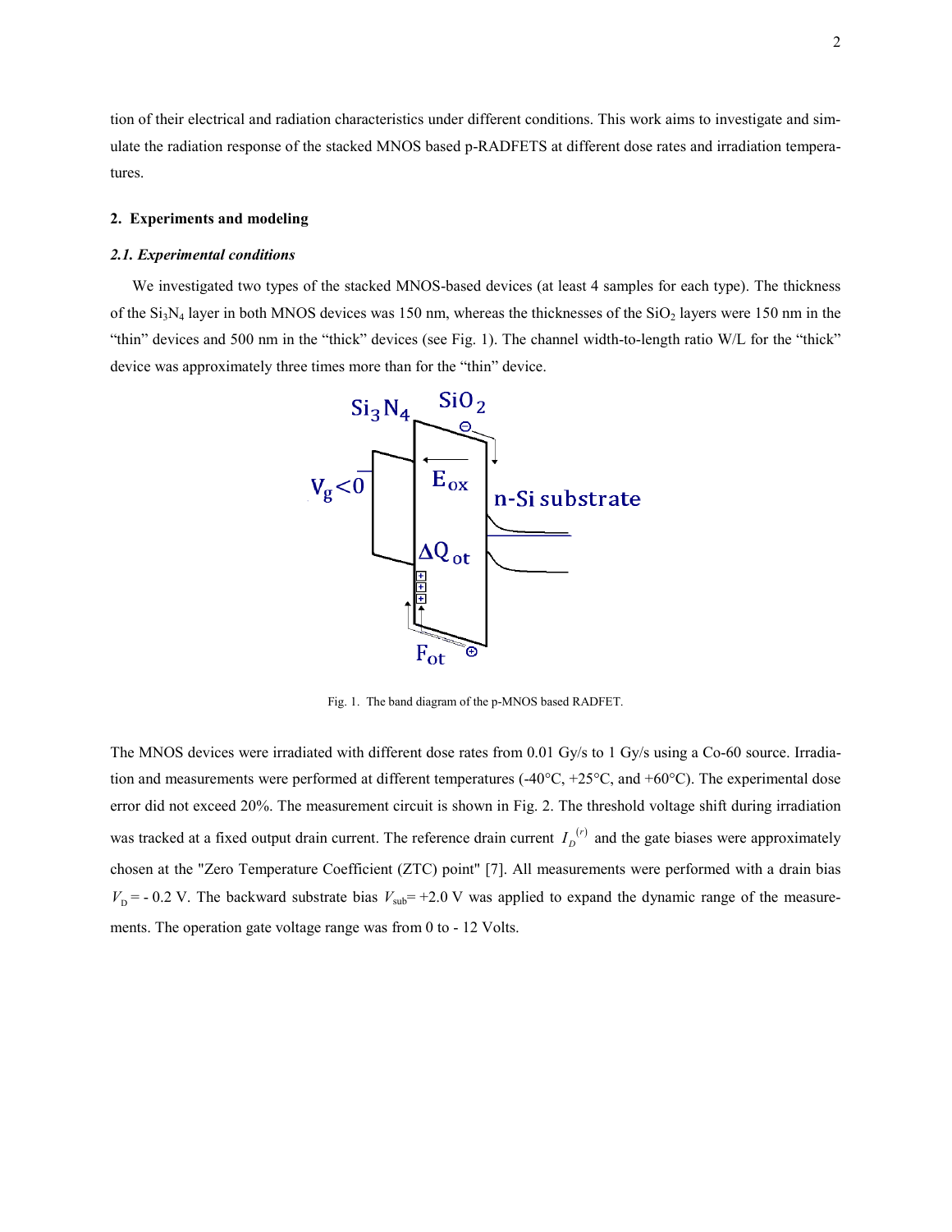tion of their electrical and radiation characteristics under different conditions. This work aims to investigate and simulate the radiation response of the stacked MNOS based p-RADFETS at different dose rates and irradiation temperatures.

## 2. Experiments and modeling

### *2.1. Experimental conditions*

We investigated two types of the stacked MNOS-based devices (at least 4 samples for each type). The thickness of the $Si_3N_4$ layer in both MNOS devices was 150 nm, whereas the thicknesses of the $SiO_2$ layers were 150 nm in the "thin" devices and 500 nm in the "thick" devices (see Fig. 1). The channel width-to-length ratio W/L for the "thick" device was approximately three times more than for the "thin" device.

Fig. 1. The band diagram of the p-MNOS based RADFET.

The MNOS devices were irradiated with different dose rates from 0.01 Gy/s to 1 Gy/s using a Co-60 source. Irradiation and measurements were performed at different temperatures (-40°C, +25°C, and +60°C). The experimental dose error did not exceed 20%. The measurement circuit is shown in Fig. 2. The threshold voltage shift during irradiation was tracked at a fixed output drain current. The reference drain current $I_D^{(r)}$ and the gate biases were approximately chosen at the "Zero Temperature Coefficient (ZTC) point" [7]. All measurements were performed with a drain bias $V_D$ = - 0.2 V. The backward substrate bias $V_{sub}$= +2.0 V was applied to expand the dynamic range of the measurements. The operation gate voltage range was from 0 to - 12 Volts.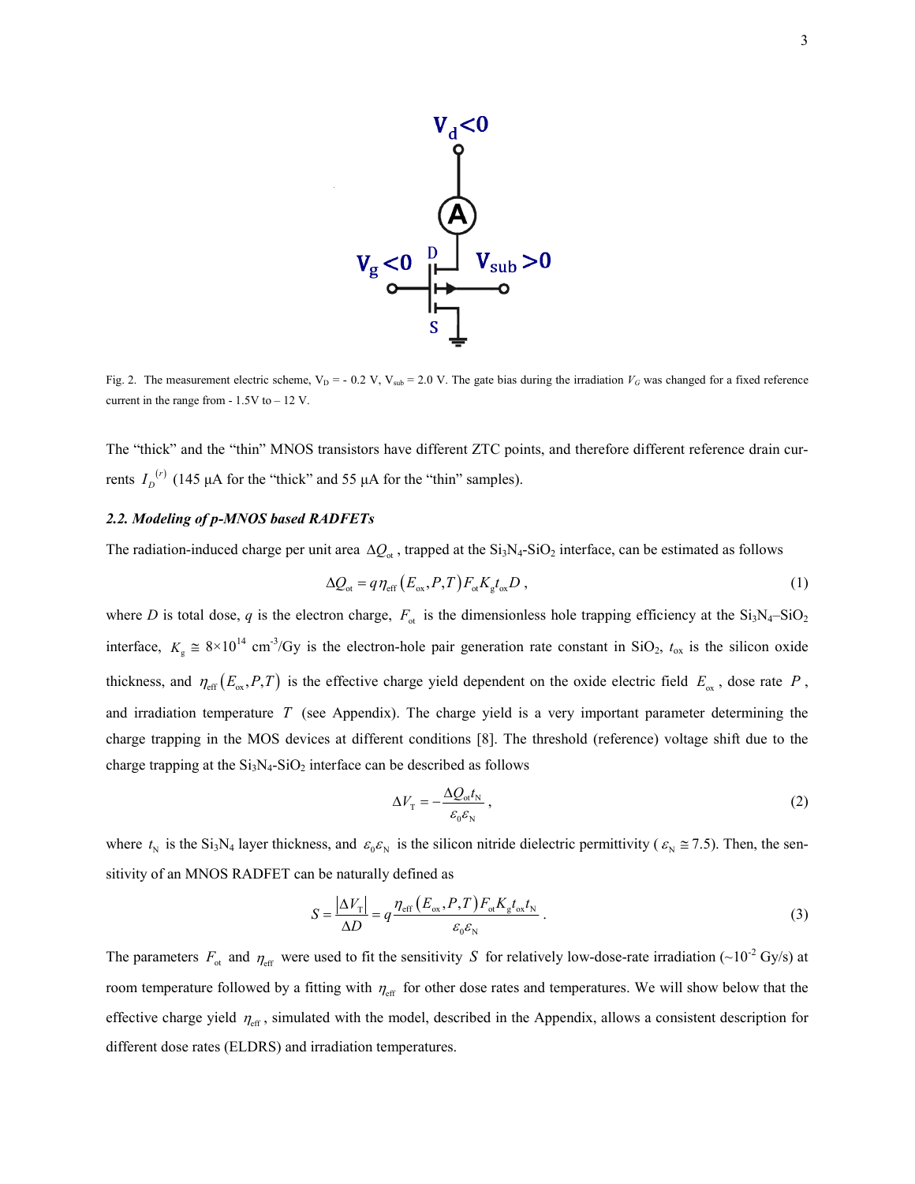Fig. 2. The measurement electric scheme, $V_D$ = - 0.2 V, $V_{sub}$ = 2.0 V. The gate bias during the irradiation $V_G$ was changed for a fixed reference current in the range from - 1.5V to – 12 V.

The "thick" and the "thin" MNOS transistors have different ZTC points, and therefore different reference drain currents $I_D^{(r)}$ (145 μA for the "thick" and 55 μA for the "thin" samples).

### 2.2. Modeling of p-MNOS based RADFETs

The radiation-induced charge per unit area $\Delta Q_{\text{ot}}$, trapped at the $Si_3N_4$-$SiO_2$ interface, can be estimated as follows

$$\Delta Q_{\text{ot}} = q\eta_{\text{eff}}\left(E_{\text{ox}}, P, T\right) F_{\text{ot}} K_{\text{g}} t_{\text{ox}} D\,, \tag{1}$$

where $D$ is total dose, $q$ is the electron charge, $F_{\text{ot}}$ is the dimensionless hole trapping efficiency at the $Si_3N_4$–$SiO_2$ interface, $K_{\text{g}} \cong 8{\times}10^{14}$ cm$^{-3}$/Gy is the electron-hole pair generation rate constant in $SiO_2$, $t_{\text{ox}}$ is the silicon oxide thickness, and $\eta_{\text{eff}}\left(E_{\text{ox}}, P, T\right)$ is the effective charge yield dependent on the oxide electric field $E_{\text{ox}}$, dose rate $P$, and irradiation temperature $T$ (see Appendix). The charge yield is a very important parameter determining the charge trapping in the MOS devices at different conditions [8]. The threshold (reference) voltage shift due to the charge trapping at the $Si_3N_4$-$SiO_2$ interface can be described as follows

$$\Delta V_{\text{T}} = -\frac{\Delta Q_{\text{ot}} t_{\text{N}}}{\varepsilon_0 \varepsilon_{\text{N}}}\,, \tag{2}$$

where $t_{\text{N}}$ is the $Si_3N_4$ layer thickness, and $\varepsilon_0\varepsilon_{\text{N}}$ is the silicon nitride dielectric permittivity ($\varepsilon_{\text{N}} \cong 7.5$). Then, the sensitivity of an MNOS RADFET can be naturally defined as

$$S = \frac{\left|\Delta V_{\text{T}}\right|}{\Delta D} = q\frac{\eta_{\text{eff}}\left(E_{\text{ox}}, P, T\right) F_{\text{ot}} K_{\text{g}} t_{\text{ox}} t_{\text{N}}}{\varepsilon_0 \varepsilon_{\text{N}}}\,. \tag{3}$$

The parameters $F_{\text{ot}}$ and $\eta_{\text{eff}}$ were used to fit the sensitivity $S$ for relatively low-dose-rate irradiation (~$10^{-2}$ Gy/s) at room temperature followed by a fitting with $\eta_{\text{eff}}$ for other dose rates and temperatures. We will show below that the effective charge yield $\eta_{\text{eff}}$, simulated with the model, described in the Appendix, allows a consistent description for different dose rates (ELDRS) and irradiation temperatures.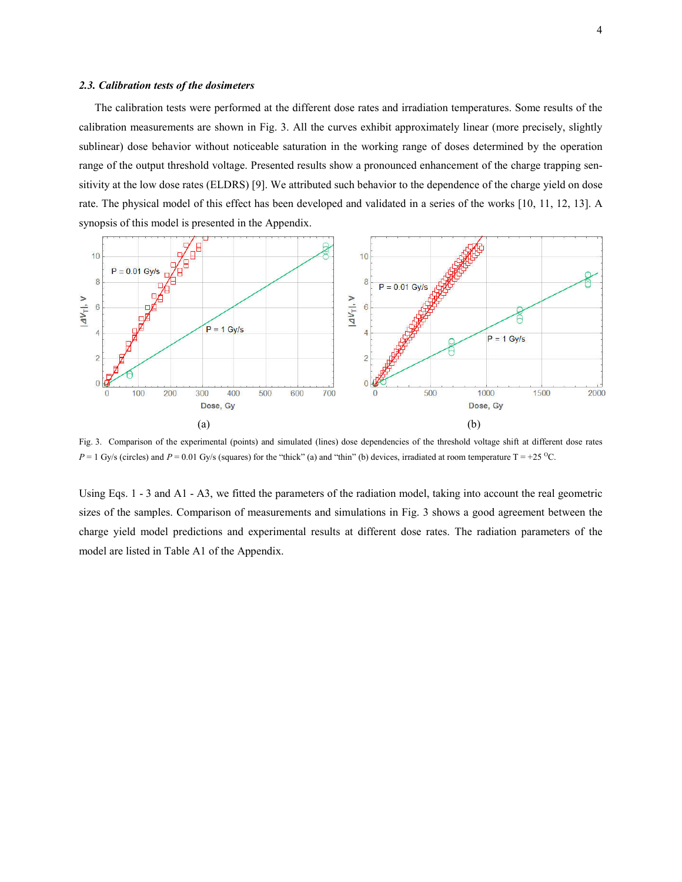### *2.3. Calibration tests of the dosimeters*

The calibration tests were performed at the different dose rates and irradiation temperatures. Some results of the calibration measurements are shown in Fig. 3. All the curves exhibit approximately linear (more precisely, slightly sublinear) dose behavior without noticeable saturation in the working range of doses determined by the operation range of the output threshold voltage. Presented results show a pronounced enhancement of the charge trapping sensitivity at the low dose rates (ELDRS) [9]. We attributed such behavior to the dependence of the charge yield on dose rate. The physical model of this effect has been developed and validated in a series of the works [10, 11, 12, 13]. A synopsis of this model is presented in the Appendix.

(a) (b)

Fig. 3. Comparison of the experimental (points) and simulated (lines) dose dependencies of the threshold voltage shift at different dose rates $P$ = 1 Gy/s (circles) and $P$ = 0.01 Gy/s (squares) for the "thick" (a) and "thin" (b) devices, irradiated at room temperature T = +25 $^{0}$C.

Using Eqs. 1 - 3 and A1 - A3, we fitted the parameters of the radiation model, taking into account the real geometric sizes of the samples. Comparison of measurements and simulations in Fig. 3 shows a good agreement between the charge yield model predictions and experimental results at different dose rates. The radiation parameters of the model are listed in Table A1 of the Appendix.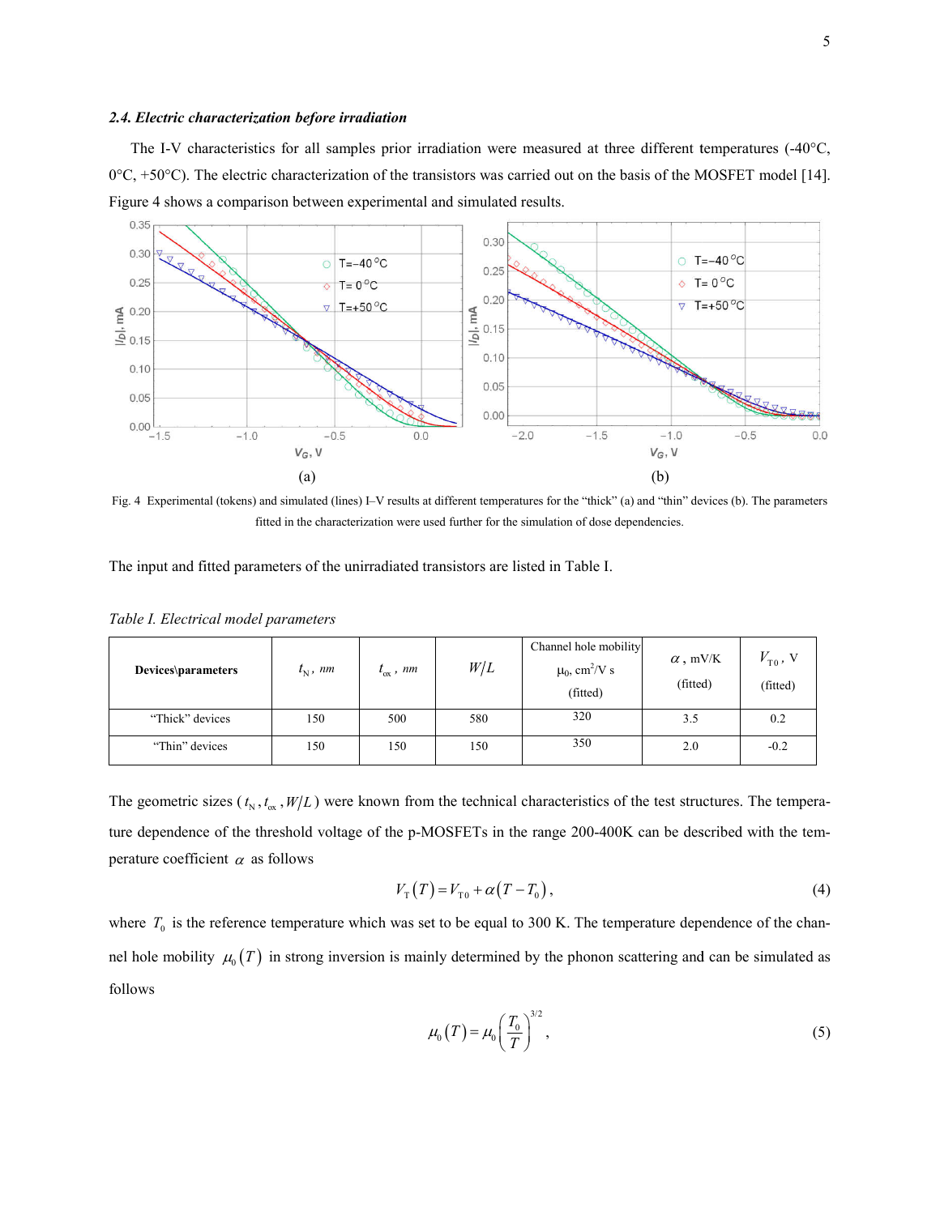### *2.4. Electric characterization before irradiation*

The I-V characteristics for all samples prior irradiation were measured at three different temperatures (-40°C, 0°C, +50°C). The electric characterization of the transistors was carried out on the basis of the MOSFET model [14]. Figure 4 shows a comparison between experimental and simulated results.

Fig. 4 Experimental (tokens) and simulated (lines) I–V results at different temperatures for the "thick" (a) and "thin" devices (b). The parameters fitted in the characterization were used further for the simulation of dose dependencies.

The input and fitted parameters of the unirradiated transistors are listed in Table I.

*Table I. Electrical model parameters*

| Devices\parameters | $t_N$, *nm* | $t_{ox}$, *nm* | $W/L$ | Channel hole mobility $\mu_0$, cm$^2$/V s (fitted) | $\alpha$, mV/K (fitted) | $V_{T0}$, V (fitted) |
|---|---|---|---|---|---|---|
| "Thick" devices | 150 | 500 | 580 | 320 | 3.5 | 0.2 |
| "Thin" devices | 150 | 150 | 150 | 350 | 2.0 | -0.2 |

The geometric sizes ($t_N$, $t_{ox}$, $W/L$) were known from the technical characteristics of the test structures. The temperature dependence of the threshold voltage of the p-MOSFETs in the range 200-400K can be described with the temperature coefficient $\alpha$ as follows

$$V_T(T) = V_{T0} + \alpha(T - T_0), \tag{4}$$

where $T_0$ is the reference temperature which was set to be equal to 300 K. The temperature dependence of the channel hole mobility $\mu_0(T)$ in strong inversion is mainly determined by the phonon scattering and can be simulated as follows

$$\mu_0(T) = \mu_0\left(\frac{T_0}{T}\right)^{3/2}, \tag{5}$$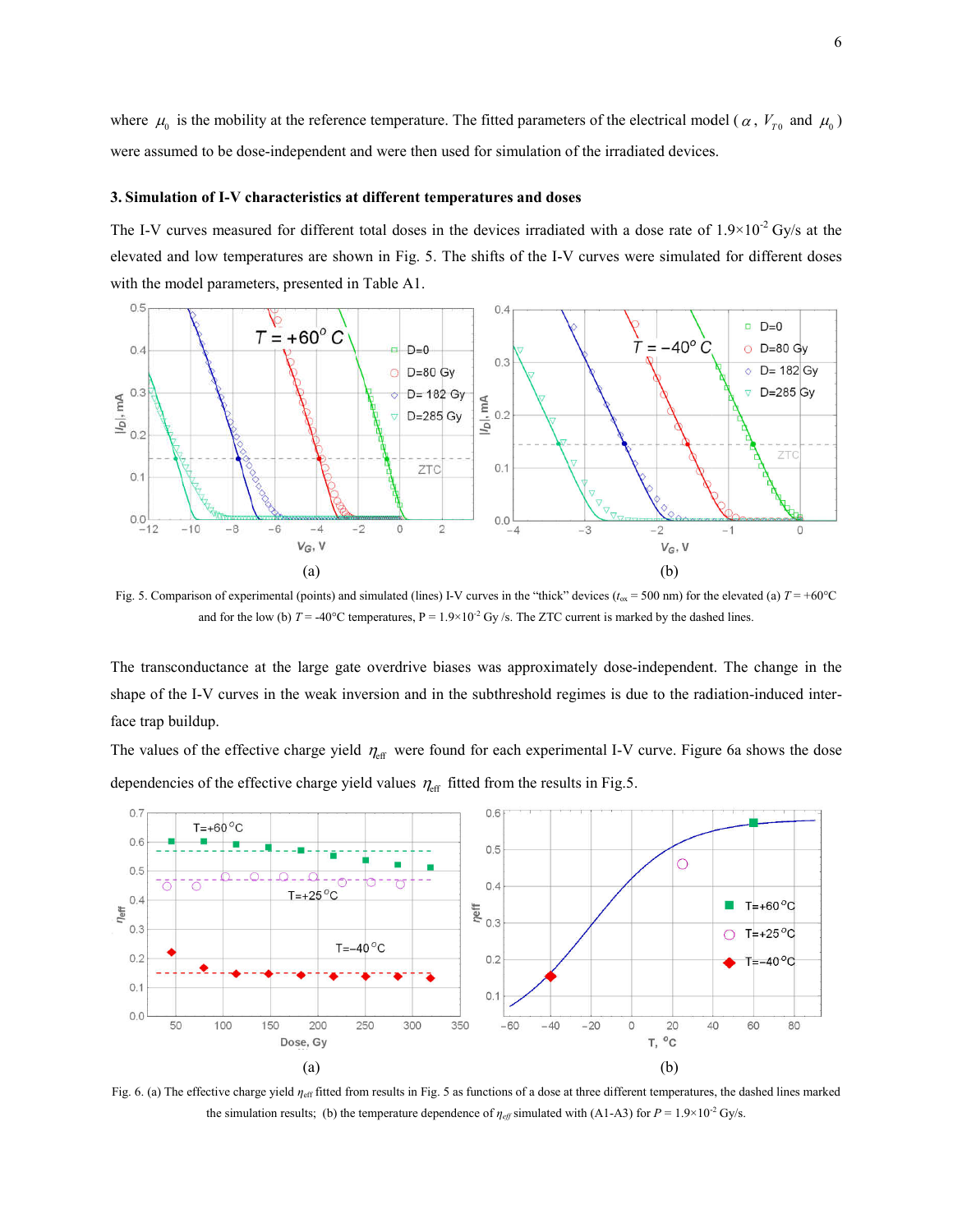where $\mu_0$ is the mobility at the reference temperature. The fitted parameters of the electrical model ($\alpha$, $V_{T0}$ and $\mu_0$) were assumed to be dose-independent and were then used for simulation of the irradiated devices.

### 3. Simulation of I-V characteristics at different temperatures and doses

The I-V curves measured for different total doses in the devices irradiated with a dose rate of $1.9\times10^{-2}$ Gy/s at the elevated and low temperatures are shown in Fig. 5. The shifts of the I-V curves were simulated for different doses with the model parameters, presented in Table A1.

Fig. 5. Comparison of experimental (points) and simulated (lines) I-V curves in the "thick" devices ($t_{ox}$ = 500 nm) for the elevated (a) $T$ = +60°C and for the low (b) $T$ = -40°C temperatures, P = $1.9\times10^{-2}$ Gy /s. The ZTC current is marked by the dashed lines.

The transconductance at the large gate overdrive biases was approximately dose-independent. The change in the shape of the I-V curves in the weak inversion and in the subthreshold regimes is due to the radiation-induced interface trap buildup.

The values of the effective charge yield $\eta_{eff}$ were found for each experimental I-V curve. Figure 6a shows the dose dependencies of the effective charge yield values $\eta_{eff}$ fitted from the results in Fig.5.

Fig. 6. (a) The effective charge yield $\eta_{eff}$ fitted from results in Fig. 5 as functions of a dose at three different temperatures, the dashed lines marked the simulation results; (b) the temperature dependence of $\eta_{eff}$ simulated with (A1-A3) for $P = 1.9\times10^{-2}$ Gy/s.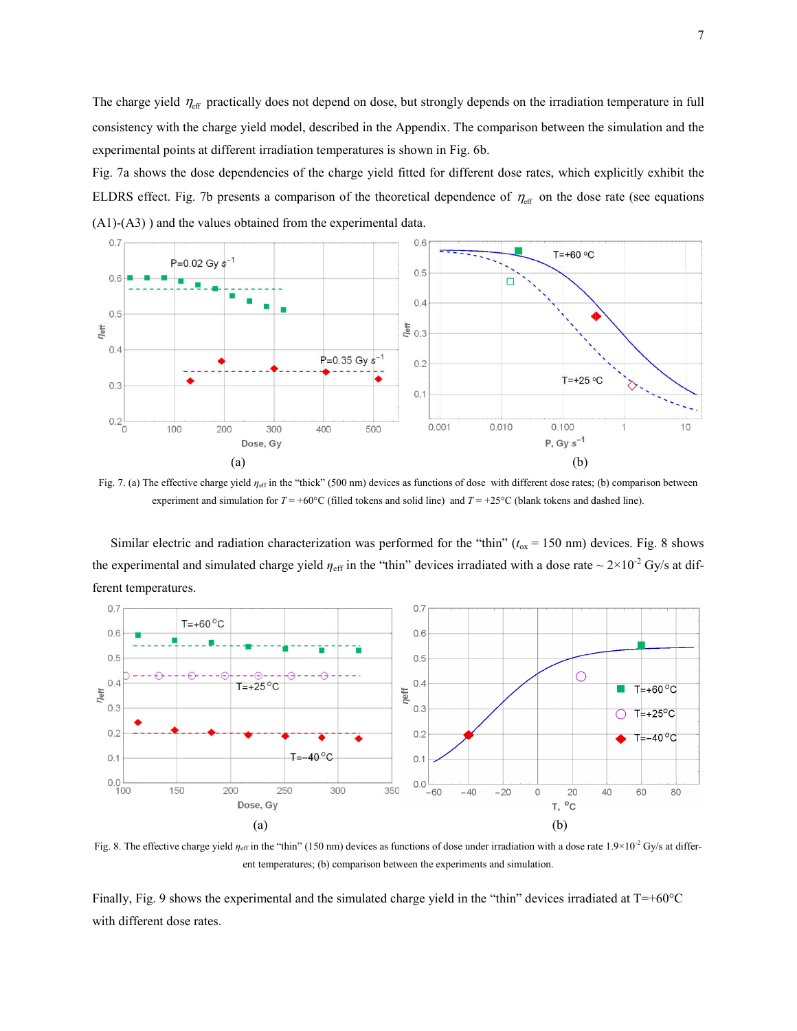The charge yield $\eta_{\text{eff}}$ practically does not depend on dose, but strongly depends on the irradiation temperature in full consistency with the charge yield model, described in the Appendix. The comparison between the simulation and the experimental points at different irradiation temperatures is shown in Fig. 6b.

Fig. 7a shows the dose dependencies of the charge yield fitted for different dose rates, which explicitly exhibit the ELDRS effect. Fig. 7b presents a comparison of the theoretical dependence of $\eta_{\text{eff}}$ on the dose rate (see equations (A1)-(A3) ) and the values obtained from the experimental data.

Fig. 7. (a) The effective charge yield $\eta_{\text{eff}}$ in the "thick" (500 nm) devices as functions of dose with different dose rates; (b) comparison between experiment and simulation for $T = +60°\text{C}$ (filled tokens and solid line) and $T = +25°\text{C}$ (blank tokens and dashed line).

Similar electric and radiation characterization was performed for the "thin" ($t_{ox} = 150$ nm) devices. Fig. 8 shows the experimental and simulated charge yield $\eta_{\text{eff}}$ in the "thin" devices irradiated with a dose rate ~ $2\times10^{-2}$ Gy/s at different temperatures.

Fig. 8. The effective charge yield $\eta_{\text{eff}}$ in the "thin" (150 nm) devices as functions of dose under irradiation with a dose rate $1.9\times10^{-2}$ Gy/s at different temperatures; (b) comparison between the experiments and simulation.

Finally, Fig. 9 shows the experimental and the simulated charge yield in the "thin" devices irradiated at T=+60°C with different dose rates.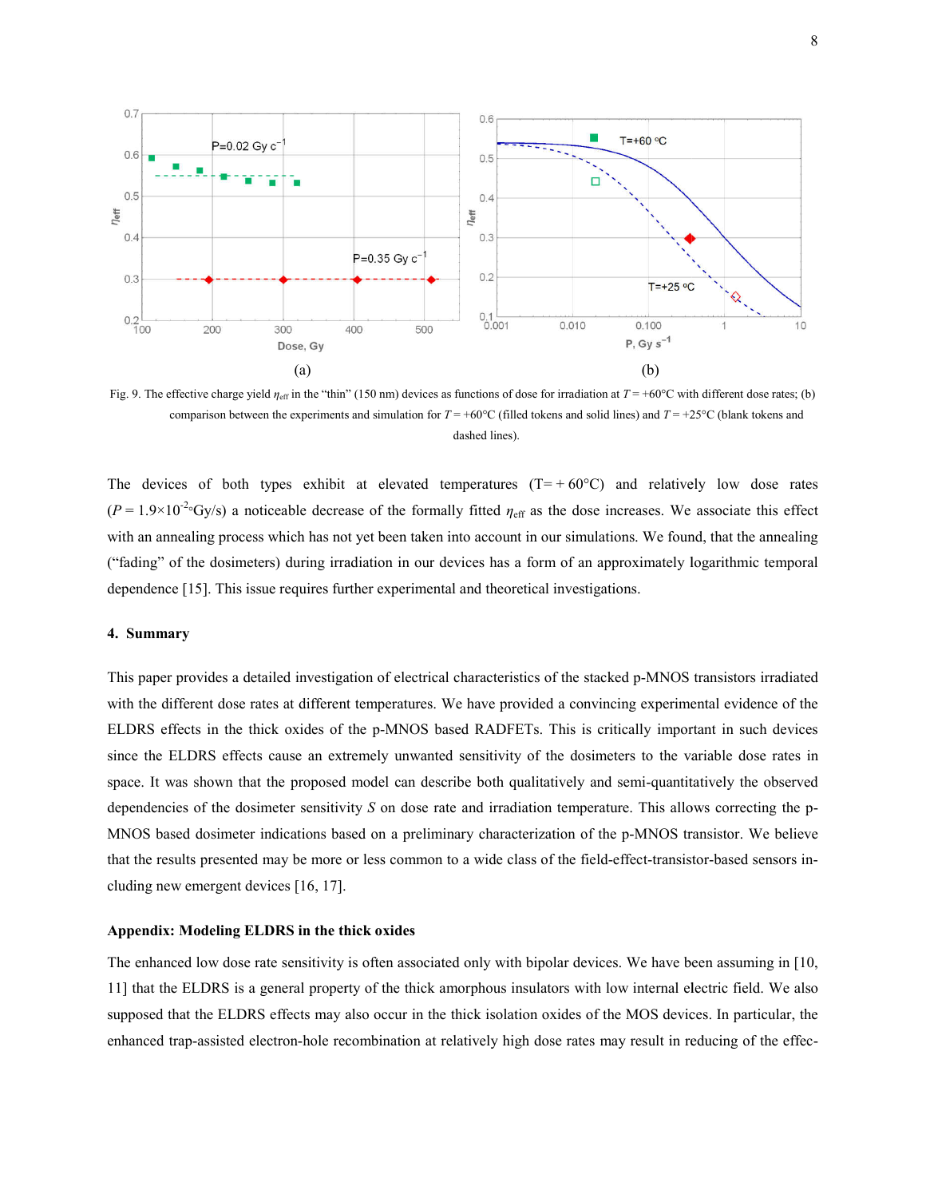(a) (b)

Fig. 9. The effective charge yield $\eta_{eff}$ in the "thin" (150 nm) devices as functions of dose for irradiation at $T$ = +60°C with different dose rates; (b) comparison between the experiments and simulation for $T$ = +60°C (filled tokens and solid lines) and $T$ = +25°C (blank tokens and dashed lines).

The devices of both types exhibit at elevated temperatures (T= + 60°C) and relatively low dose rates ($P = 1.9\times10^{-2}$ Gy/s) a noticeable decrease of the formally fitted $\eta_{eff}$ as the dose increases. We associate this effect with an annealing process which has not yet been taken into account in our simulations. We found, that the annealing ("fading" of the dosimeters) during irradiation in our devices has a form of an approximately logarithmic temporal dependence [15]. This issue requires further experimental and theoretical investigations.

## 4. Summary

This paper provides a detailed investigation of electrical characteristics of the stacked p-MNOS transistors irradiated with the different dose rates at different temperatures. We have provided a convincing experimental evidence of the ELDRS effects in the thick oxides of the p-MNOS based RADFETs. This is critically important in such devices since the ELDRS effects cause an extremely unwanted sensitivity of the dosimeters to the variable dose rates in space. It was shown that the proposed model can describe both qualitatively and semi-quantitatively the observed dependencies of the dosimeter sensitivity $S$ on dose rate and irradiation temperature. This allows correcting the p-MNOS based dosimeter indications based on a preliminary characterization of the p-MNOS transistor. We believe that the results presented may be more or less common to a wide class of the field-effect-transistor-based sensors including new emergent devices [16, 17].

### Appendix: Modeling ELDRS in the thick oxides

The enhanced low dose rate sensitivity is often associated only with bipolar devices. We have been assuming in [10, 11] that the ELDRS is a general property of the thick amorphous insulators with low internal electric field. We also supposed that the ELDRS effects may also occur in the thick isolation oxides of the MOS devices. In particular, the enhanced trap-assisted electron-hole recombination at relatively high dose rates may result in reducing of the effec-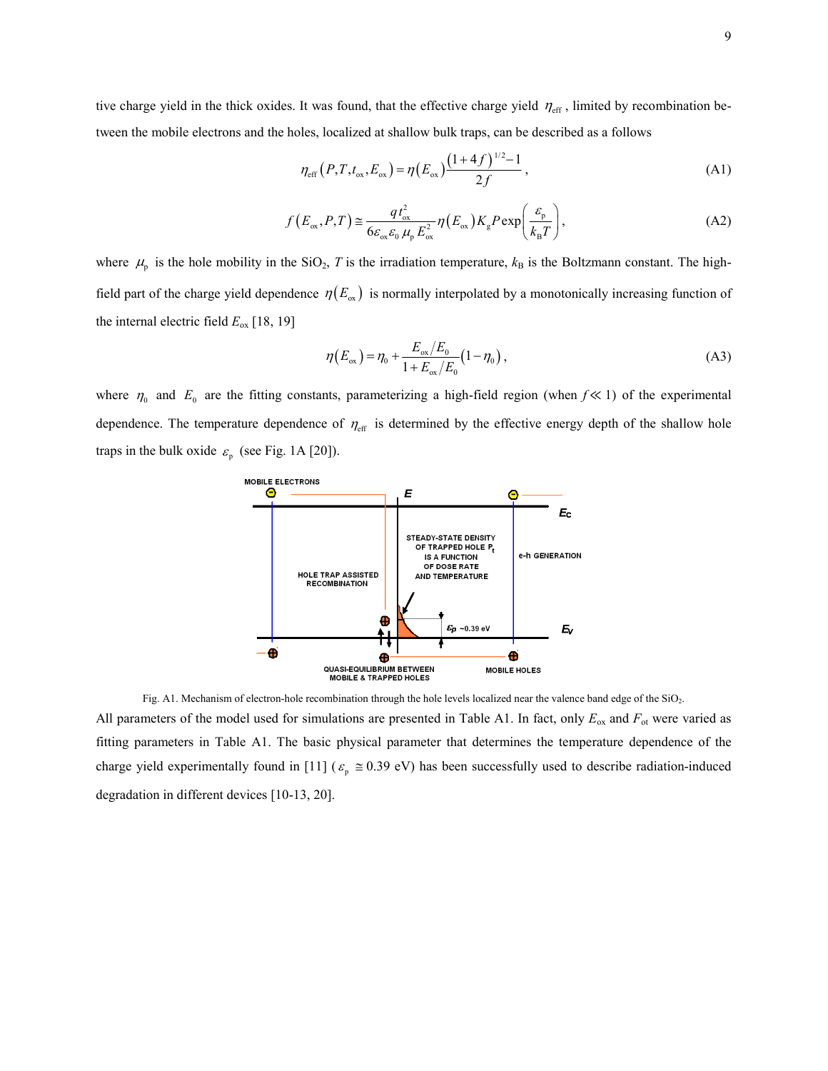tive charge yield in the thick oxides. It was found, that the effective charge yield $\eta_{\text{eff}}$, limited by recombination between the mobile electrons and the holes, localized at shallow bulk traps, can be described as a follows

$$\eta_{\text{eff}}\left(P,T,t_{\text{ox}},E_{\text{ox}}\right)=\eta\left(E_{\text{ox}}\right)\frac{\left(1+4f\right)^{1/2}-1}{2f}, \tag{A1}$$

$$f\left(E_{\text{ox}},P,T\right)\cong\frac{q\,t_{\text{ox}}^{2}}{6\varepsilon_{\text{ox}}\varepsilon_{0}\,\mu_{\text{p}}\,E_{\text{ox}}^{2}}\eta\left(E_{\text{ox}}\right)K_{\text{g}}P\exp\left(\frac{\varepsilon_{\text{p}}}{k_{\text{B}}T}\right), \tag{A2}$$

where $\mu_{\text{p}}$ is the hole mobility in the $SiO_2$, $T$ is the irradiation temperature, $k_{\text{B}}$ is the Boltzmann constant. The high-field part of the charge yield dependence $\eta\left(E_{\text{ox}}\right)$ is normally interpolated by a monotonically increasing function of the internal electric field $E_{\text{ox}}$ [18, 19]

$$\eta\left(E_{\text{ox}}\right)=\eta_{0}+\frac{E_{\text{ox}}/E_{0}}{1+E_{\text{ox}}/E_{0}}\left(1-\eta_{0}\right), \tag{A3}$$

where $\eta_{0}$ and $E_{0}$ are the fitting constants, parameterizing a high-field region (when $f \ll 1$) of the experimental dependence. The temperature dependence of $\eta_{\text{eff}}$ is determined by the effective energy depth of the shallow hole traps in the bulk oxide $\varepsilon_{\text{p}}$ (see Fig. 1A [20]).

Fig. A1. Mechanism of electron-hole recombination through the hole levels localized near the valence band edge of the $SiO_2$.

All parameters of the model used for simulations are presented in Table A1. In fact, only $E_{\text{ox}}$ and $F_{\text{ot}}$ were varied as fitting parameters in Table A1. The basic physical parameter that determines the temperature dependence of the charge yield experimentally found in [11] ($\varepsilon_{\text{p}} \cong 0.39$ eV) has been successfully used to describe radiation-induced degradation in different devices [10-13, 20].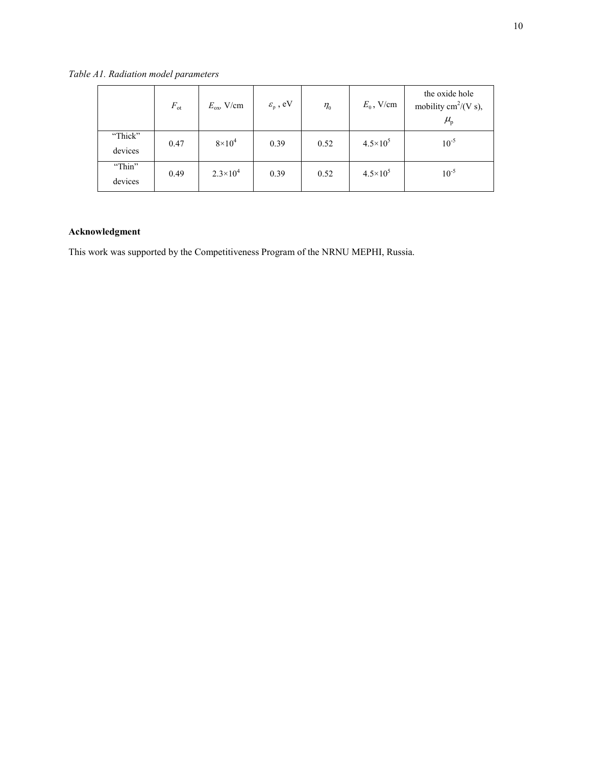*Table A1. Radiation model parameters*

| | $F_{ot}$ | $E_{ox}$, V/cm | $\varepsilon_p$ , eV | $\eta_0$ | $E_0$ , V/cm | the oxide hole mobility cm$^2$/(V s), $\mu_p$ |
|---|---|---|---|---|---|---|
| "Thick" devices | 0.47 | $8\times10^4$ | 0.39 | 0.52 | $4.5\times10^5$ | $10^{-5}$ |
| "Thin" devices | 0.49 | $2.3\times10^4$ | 0.39 | 0.52 | $4.5\times10^5$ | $10^{-5}$ |

**Acknowledgment**

This work was supported by the Competitiveness Program of the NRNU MEPHI, Russia.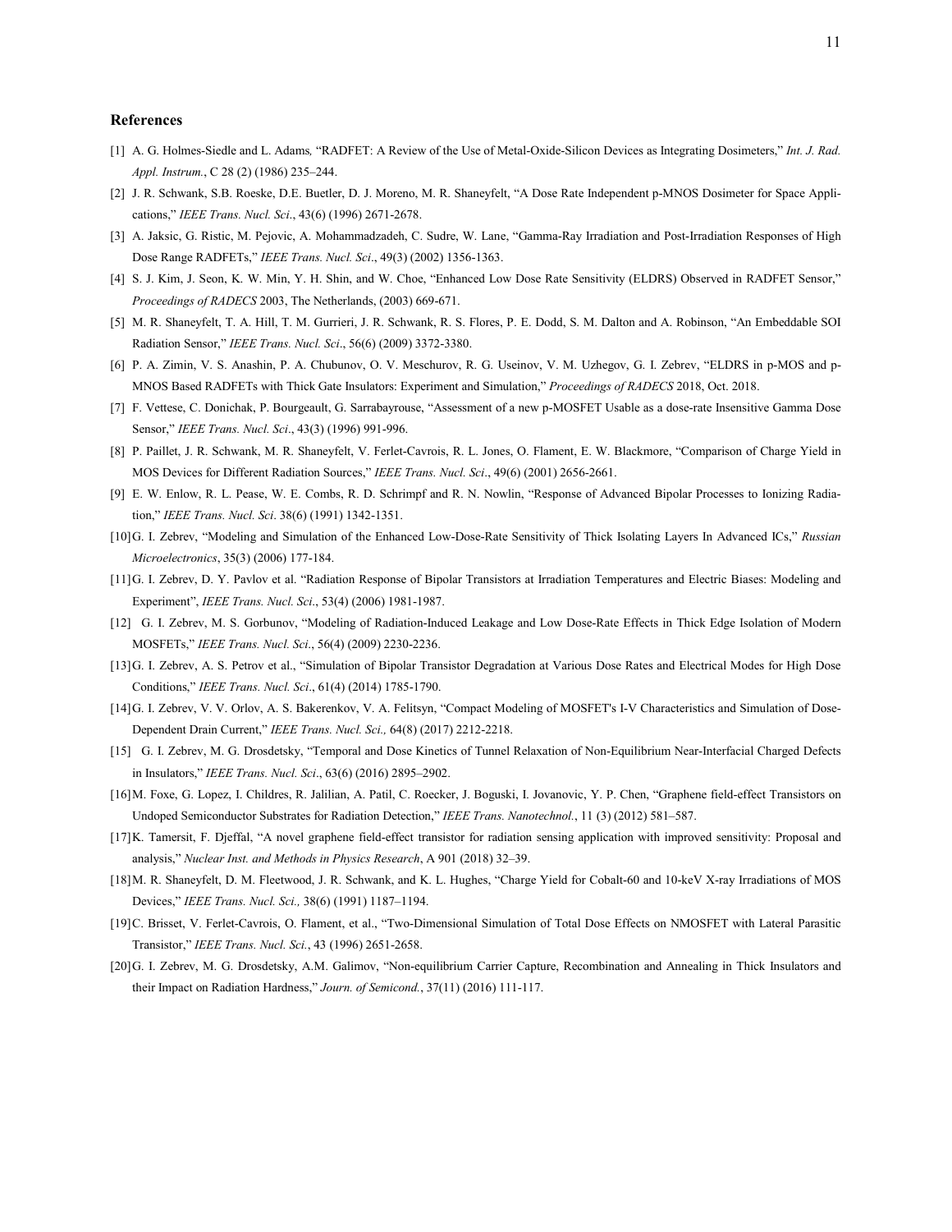## References

[1] A. G. Holmes-Siedle and L. Adams, "RADFET: A Review of the Use of Metal-Oxide-Silicon Devices as Integrating Dosimeters," *Int. J. Rad. Appl. Instrum.*, C 28 (2) (1986) 235–244.

[2] J. R. Schwank, S.B. Roeske, D.E. Buetler, D. J. Moreno, M. R. Shaneyfelt, "A Dose Rate Independent p-MNOS Dosimeter for Space Applications," *IEEE Trans. Nucl. Sci*., 43(6) (1996) 2671-2678.

[3] A. Jaksic, G. Ristic, M. Pejovic, A. Mohammadzadeh, C. Sudre, W. Lane, "Gamma-Ray Irradiation and Post-Irradiation Responses of High Dose Range RADFETs," *IEEE Trans. Nucl. Sci*., 49(3) (2002) 1356-1363.

[4] S. J. Kim, J. Seon, K. W. Min, Y. H. Shin, and W. Choe, "Enhanced Low Dose Rate Sensitivity (ELDRS) Observed in RADFET Sensor," *Proceedings of RADECS* 2003, The Netherlands, (2003) 669-671.

[5] M. R. Shaneyfelt, T. A. Hill, T. M. Gurrieri, J. R. Schwank, R. S. Flores, P. E. Dodd, S. M. Dalton and A. Robinson, "An Embeddable SOI Radiation Sensor," *IEEE Trans. Nucl. Sci*., 56(6) (2009) 3372-3380.

[6] P. A. Zimin, V. S. Anashin, P. A. Chubunov, O. V. Meschurov, R. G. Useinov, V. M. Uzhegov, G. I. Zebrev, "ELDRS in p-MOS and p-MNOS Based RADFETs with Thick Gate Insulators: Experiment and Simulation," *Proceedings of RADECS* 2018, Oct. 2018.

[7] F. Vettese, C. Donichak, P. Bourgeault, G. Sarrabayrouse, "Assessment of a new p-MOSFET Usable as a dose-rate Insensitive Gamma Dose Sensor," *IEEE Trans. Nucl. Sci*., 43(3) (1996) 991-996.

[8] P. Paillet, J. R. Schwank, M. R. Shaneyfelt, V. Ferlet-Cavrois, R. L. Jones, O. Flament, E. W. Blackmore, "Comparison of Charge Yield in MOS Devices for Different Radiation Sources," *IEEE Trans. Nucl. Sci*., 49(6) (2001) 2656-2661.

[9] E. W. Enlow, R. L. Pease, W. E. Combs, R. D. Schrimpf and R. N. Nowlin, "Response of Advanced Bipolar Processes to Ionizing Radiation," *IEEE Trans. Nucl. Sci*. 38(6) (1991) 1342-1351.

[10] G. I. Zebrev, "Modeling and Simulation of the Enhanced Low-Dose-Rate Sensitivity of Thick Isolating Layers In Advanced ICs," *Russian Microelectronics*, 35(3) (2006) 177-184.

[11] G. I. Zebrev, D. Y. Pavlov et al. "Radiation Response of Bipolar Transistors at Irradiation Temperatures and Electric Biases: Modeling and Experiment", *IEEE Trans. Nucl. Sci*., 53(4) (2006) 1981-1987.

[12] G. I. Zebrev, M. S. Gorbunov, "Modeling of Radiation-Induced Leakage and Low Dose-Rate Effects in Thick Edge Isolation of Modern MOSFETs," *IEEE Trans. Nucl. Sci*., 56(4) (2009) 2230-2236.

[13] G. I. Zebrev, A. S. Petrov et al., "Simulation of Bipolar Transistor Degradation at Various Dose Rates and Electrical Modes for High Dose Conditions," *IEEE Trans. Nucl. Sci*., 61(4) (2014) 1785-1790.

[14] G. I. Zebrev, V. V. Orlov, A. S. Bakerenkov, V. A. Felitsyn, "Compact Modeling of MOSFET's I-V Characteristics and Simulation of Dose-Dependent Drain Current," *IEEE Trans. Nucl. Sci.,* 64(8) (2017) 2212-2218.

[15] G. I. Zebrev, M. G. Drosdetsky, "Temporal and Dose Kinetics of Tunnel Relaxation of Non-Equilibrium Near-Interfacial Charged Defects in Insulators," *IEEE Trans. Nucl. Sci*., 63(6) (2016) 2895–2902.

[16] M. Foxe, G. Lopez, I. Childres, R. Jalilian, A. Patil, C. Roecker, J. Boguski, I. Jovanovic, Y. P. Chen, "Graphene field-effect Transistors on Undoped Semiconductor Substrates for Radiation Detection," *IEEE Trans. Nanotechnol.*, 11 (3) (2012) 581–587.

[17] K. Tamersit, F. Djeffal, "A novel graphene field-effect transistor for radiation sensing application with improved sensitivity: Proposal and analysis," *Nuclear Inst. and Methods in Physics Research*, A 901 (2018) 32–39.

[18] M. R. Shaneyfelt, D. M. Fleetwood, J. R. Schwank, and K. L. Hughes, "Charge Yield for Cobalt-60 and 10-keV X-ray Irradiations of MOS Devices," *IEEE Trans. Nucl. Sci.,* 38(6) (1991) 1187–1194.

[19] C. Brisset, V. Ferlet-Cavrois, O. Flament, et al., "Two-Dimensional Simulation of Total Dose Effects on NMOSFET with Lateral Parasitic Transistor," *IEEE Trans. Nucl. Sci.*, 43 (1996) 2651-2658.

[20] G. I. Zebrev, M. G. Drosdetsky, A.M. Galimov, "Non-equilibrium Carrier Capture, Recombination and Annealing in Thick Insulators and their Impact on Radiation Hardness," *Journ. of Semicond.*, 37(11) (2016) 111-117.